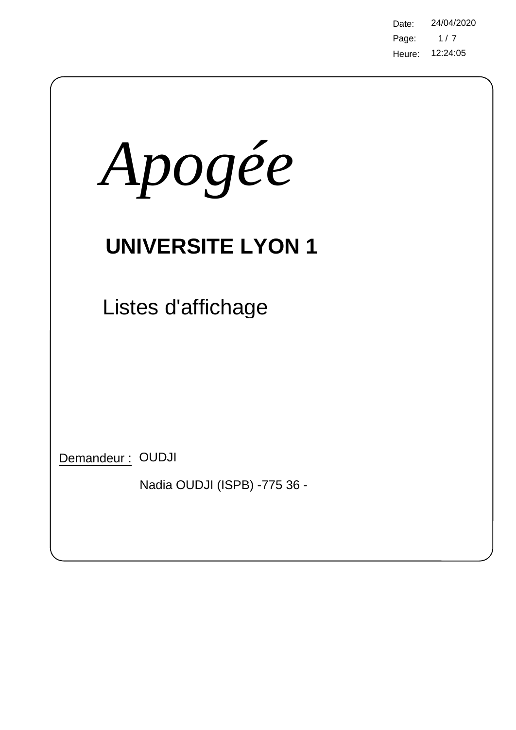Date: 24/04/2020
Heure: 12:24:05

# *Apogée*

## UNIVERSITE LYON 1

Listes d'affichage

Demandeur : OUDJI

Nadia OUDJI (ISPB) -775 36 -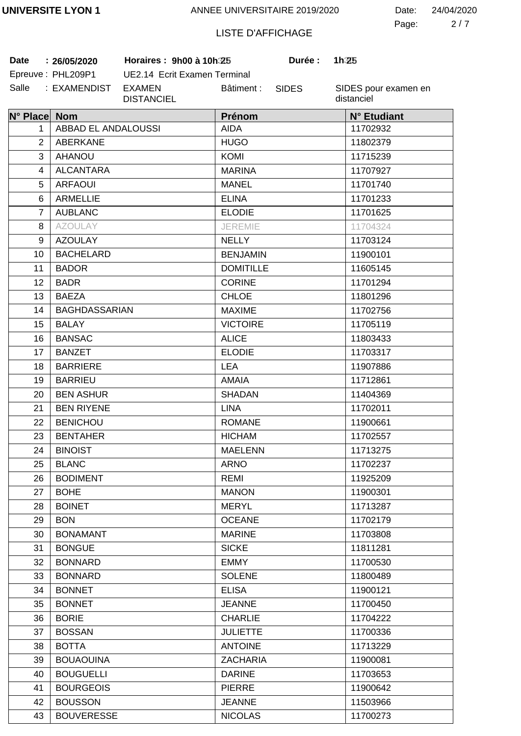UNIVERSITE LYON 1 — ANNEE UNIVERSITAIRE 2019/2020 — Date: 24/04/2020

LISTE D'AFFICHAGE

**Date** : **26/05/2020** **Horaires : 9h00 à 10h25** **Durée : 1h25**

Epreuve : PHL209P1 UE2.14 Ecrit Examen Terminal

Salle : EXAMENDIST EXAMEN DISTANCIEL Bâtiment : SIDES SIDES pour examen en distanciel

| N° Place | Nom | Prénom | N° Etudiant |
|---|---|---|---|
| 1 | ABBAD EL ANDALOUSSI | AIDA | 11702932 |
| 2 | ABERKANE | HUGO | 11802379 |
| 3 | AHANOU | KOMI | 11715239 |
| 4 | ALCANTARA | MARINA | 11707927 |
| 5 | ARFAOUI | MANEL | 11701740 |
| 6 | ARMELLIE | ELINA | 11701233 |
| 7 | AUBLANC | ELODIE | 11701625 |
| 8 | AZOULAY | JEREMIE | 11704324 |
| 9 | AZOULAY | NELLY | 11703124 |
| 10 | BACHELARD | BENJAMIN | 11900101 |
| 11 | BADOR | DOMITILLE | 11605145 |
| 12 | BADR | CORINE | 11701294 |
| 13 | BAEZA | CHLOE | 11801296 |
| 14 | BAGHDASSARIAN | MAXIME | 11702756 |
| 15 | BALAY | VICTOIRE | 11705119 |
| 16 | BANSAC | ALICE | 11803433 |
| 17 | BANZET | ELODIE | 11703317 |
| 18 | BARRIERE | LEA | 11907886 |
| 19 | BARRIEU | AMAIA | 11712861 |
| 20 | BEN ASHUR | SHADAN | 11404369 |
| 21 | BEN RIYENE | LINA | 11702011 |
| 22 | BENICHOU | ROMANE | 11900661 |
| 23 | BENTAHER | HICHAM | 11702557 |
| 24 | BINOIST | MAELENN | 11713275 |
| 25 | BLANC | ARNO | 11702237 |
| 26 | BODIMENT | REMI | 11925209 |
| 27 | BOHE | MANON | 11900301 |
| 28 | BOINET | MERYL | 11713287 |
| 29 | BON | OCEANE | 11702179 |
| 30 | BONAMANT | MARINE | 11703808 |
| 31 | BONGUE | SICKE | 11811281 |
| 32 | BONNARD | EMMY | 11700530 |
| 33 | BONNARD | SOLENE | 11800489 |
| 34 | BONNET | ELISA | 11900121 |
| 35 | BONNET | JEANNE | 11700450 |
| 36 | BORIE | CHARLIE | 11704222 |
| 37 | BOSSAN | JULIETTE | 11700336 |
| 38 | BOTTA | ANTOINE | 11713229 |
| 39 | BOUAOUINA | ZACHARIA | 11900081 |
| 40 | BOUGUELLI | DARINE | 11703653 |
| 41 | BOURGEOIS | PIERRE | 11900642 |
| 42 | BOUSSON | JEANNE | 11503966 |
| 43 | BOUVERESSE | NICOLAS | 11700273 |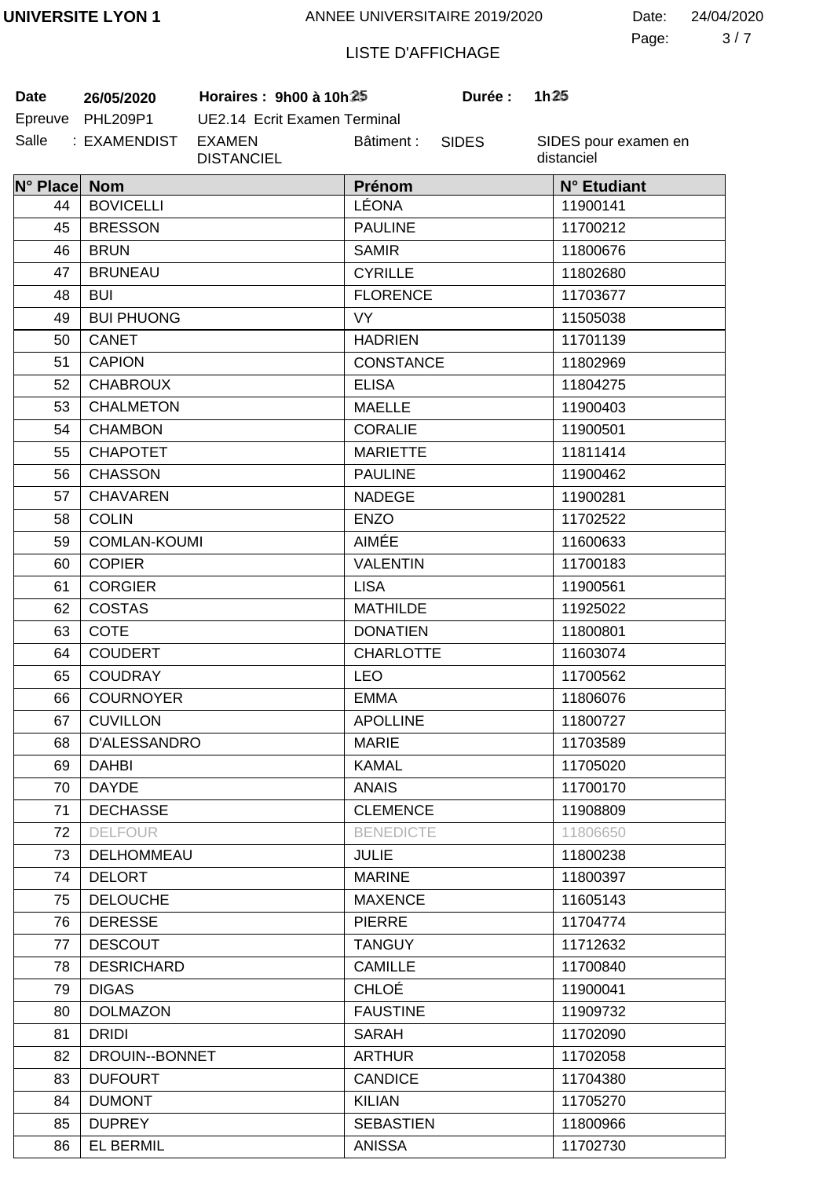**UNIVERSITE LYON 1** ANNEE UNIVERSITAIRE 2019/2020 Date: 24/04/2020

LISTE D'AFFICHAGE

**Date** **26/05/2020** **Horaires : 9h00 à 10h25** **Durée : 1h25**

Epreuve PHL209P1 UE2.14 Ecrit Examen Terminal

Salle : EXAMENDIST EXAMEN DISTANCIEL Bâtiment : SIDES SIDES pour examen en distanciel

| N° Place | Nom | Prénom | N° Etudiant |
|---|---|---|---|
| 44 | BOVICELLI | LÉONA | 11900141 |
| 45 | BRESSON | PAULINE | 11700212 |
| 46 | BRUN | SAMIR | 11800676 |
| 47 | BRUNEAU | CYRILLE | 11802680 |
| 48 | BUI | FLORENCE | 11703677 |
| 49 | BUI PHUONG | VY | 11505038 |
| 50 | CANET | HADRIEN | 11701139 |
| 51 | CAPION | CONSTANCE | 11802969 |
| 52 | CHABROUX | ELISA | 11804275 |
| 53 | CHALMETON | MAELLE | 11900403 |
| 54 | CHAMBON | CORALIE | 11900501 |
| 55 | CHAPOTET | MARIETTE | 11811414 |
| 56 | CHASSON | PAULINE | 11900462 |
| 57 | CHAVAREN | NADEGE | 11900281 |
| 58 | COLIN | ENZO | 11702522 |
| 59 | COMLAN-KOUMI | AIMÉE | 11600633 |
| 60 | COPIER | VALENTIN | 11700183 |
| 61 | CORGIER | LISA | 11900561 |
| 62 | COSTAS | MATHILDE | 11925022 |
| 63 | COTE | DONATIEN | 11800801 |
| 64 | COUDERT | CHARLOTTE | 11603074 |
| 65 | COUDRAY | LEO | 11700562 |
| 66 | COURNOYER | EMMA | 11806076 |
| 67 | CUVILLON | APOLLINE | 11800727 |
| 68 | D'ALESSANDRO | MARIE | 11703589 |
| 69 | DAHBI | KAMAL | 11705020 |
| 70 | DAYDE | ANAIS | 11700170 |
| 71 | DECHASSE | CLEMENCE | 11908809 |
| 72 | DELFOUR | BENEDICTE | 11806650 |
| 73 | DELHOMMEAU | JULIE | 11800238 |
| 74 | DELORT | MARINE | 11800397 |
| 75 | DELOUCHE | MAXENCE | 11605143 |
| 76 | DERESSE | PIERRE | 11704774 |
| 77 | DESCOUT | TANGUY | 11712632 |
| 78 | DESRICHARD | CAMILLE | 11700840 |
| 79 | DIGAS | CHLOÉ | 11900041 |
| 80 | DOLMAZON | FAUSTINE | 11909732 |
| 81 | DRIDI | SARAH | 11702090 |
| 82 | DROUIN--BONNET | ARTHUR | 11702058 |
| 83 | DUFOURT | CANDICE | 11704380 |
| 84 | DUMONT | KILIAN | 11705270 |
| 85 | DUPREY | SEBASTIEN | 11800966 |
| 86 | EL BERMIL | ANISSA | 11702730 |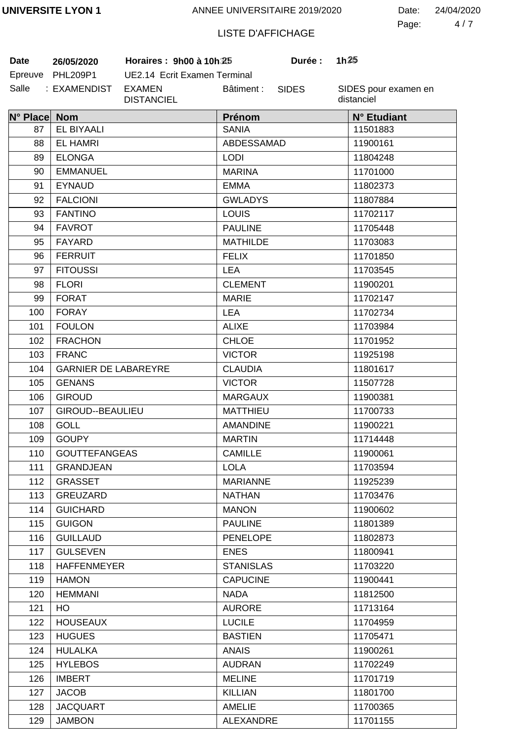**UNIVERSITE LYON 1** ANNEE UNIVERSITAIRE 2019/2020 Date: 24/04/2020

LISTE D'AFFICHAGE

**Date** **26/05/2020** **Horaires : 9h00 à 10h25** **Durée : 1h25**

Epreuve PHL209P1 UE2.14 Ecrit Examen Terminal

Salle : EXAMENDIST EXAMEN DISTANCIEL Bâtiment : SIDES SIDES pour examen en distanciel

| N° Place | Nom | Prénom | N° Etudiant |
|---|---|---|---|
| 87 | EL BIYAALI | SANIA | 11501883 |
| 88 | EL HAMRI | ABDESSAMAD | 11900161 |
| 89 | ELONGA | LODI | 11804248 |
| 90 | EMMANUEL | MARINA | 11701000 |
| 91 | EYNAUD | EMMA | 11802373 |
| 92 | FALCIONI | GWLADYS | 11807884 |
| 93 | FANTINO | LOUIS | 11702117 |
| 94 | FAVROT | PAULINE | 11705448 |
| 95 | FAYARD | MATHILDE | 11703083 |
| 96 | FERRUIT | FELIX | 11701850 |
| 97 | FITOUSSI | LEA | 11703545 |
| 98 | FLORI | CLEMENT | 11900201 |
| 99 | FORAT | MARIE | 11702147 |
| 100 | FORAY | LEA | 11702734 |
| 101 | FOULON | ALIXE | 11703984 |
| 102 | FRACHON | CHLOE | 11701952 |
| 103 | FRANC | VICTOR | 11925198 |
| 104 | GARNIER DE LABAREYRE | CLAUDIA | 11801617 |
| 105 | GENANS | VICTOR | 11507728 |
| 106 | GIROUD | MARGAUX | 11900381 |
| 107 | GIROUD--BEAULIEU | MATTHIEU | 11700733 |
| 108 | GOLL | AMANDINE | 11900221 |
| 109 | GOUPY | MARTIN | 11714448 |
| 110 | GOUTTEFANGEAS | CAMILLE | 11900061 |
| 111 | GRANDJEAN | LOLA | 11703594 |
| 112 | GRASSET | MARIANNE | 11925239 |
| 113 | GREUZARD | NATHAN | 11703476 |
| 114 | GUICHARD | MANON | 11900602 |
| 115 | GUIGON | PAULINE | 11801389 |
| 116 | GUILLAUD | PENELOPE | 11802873 |
| 117 | GULSEVEN | ENES | 11800941 |
| 118 | HAFFENMEYER | STANISLAS | 11703220 |
| 119 | HAMON | CAPUCINE | 11900441 |
| 120 | HEMMANI | NADA | 11812500 |
| 121 | HO | AURORE | 11713164 |
| 122 | HOUSEAUX | LUCILE | 11704959 |
| 123 | HUGUES | BASTIEN | 11705471 |
| 124 | HULALKA | ANAIS | 11900261 |
| 125 | HYLEBOS | AUDRAN | 11702249 |
| 126 | IMBERT | MELINE | 11701719 |
| 127 | JACOB | KILLIAN | 11801700 |
| 128 | JACQUART | AMELIE | 11700365 |
| 129 | JAMBON | ALEXANDRE | 11701155 |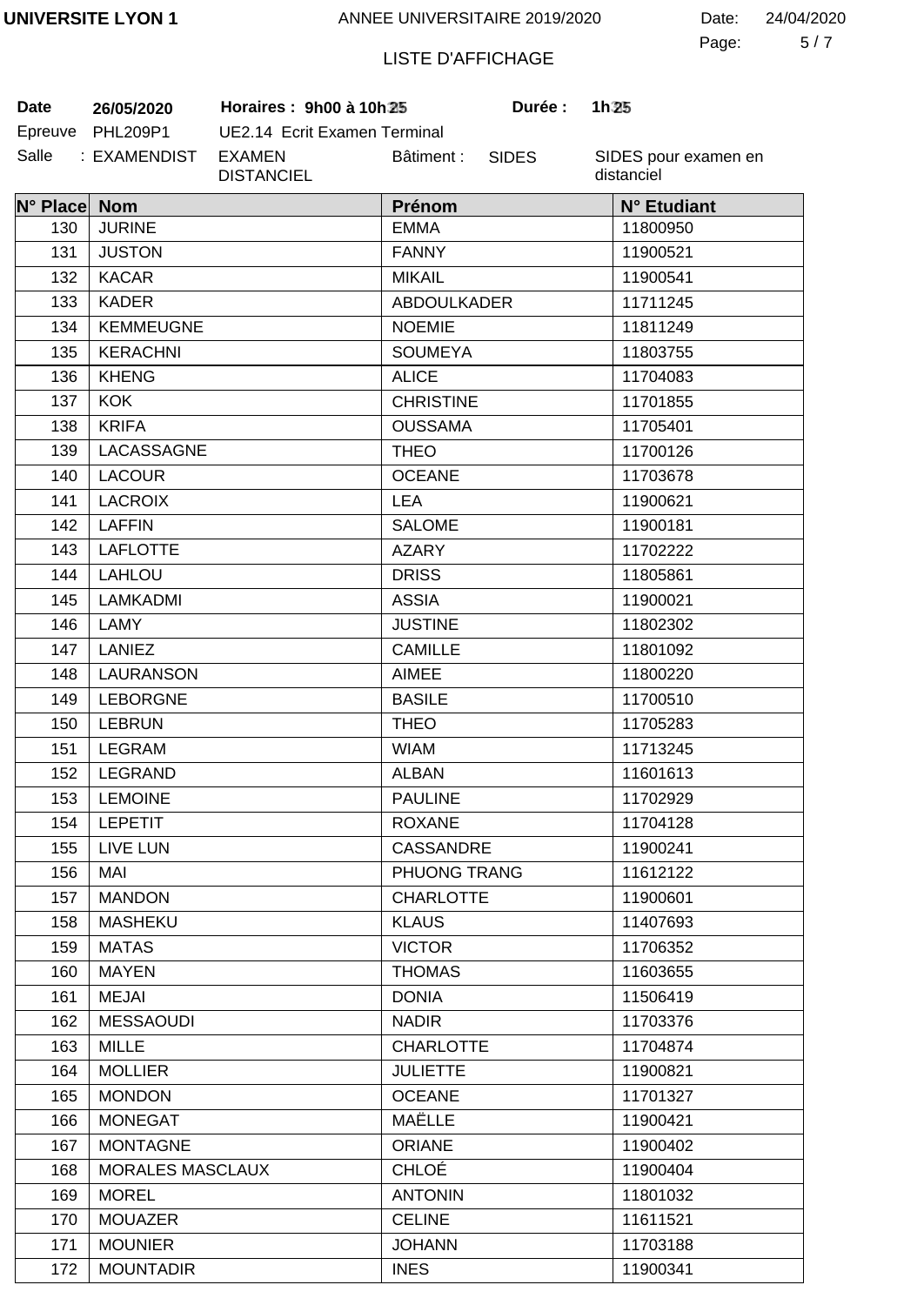UNIVERSITE LYON 1 ANNEE UNIVERSITAIRE 2019/2020 Date: 24/04/2020

LISTE D'AFFICHAGE

**Date** 26/05/2020 **Horaires : 9h00 à 10h25** **Durée : 1h25**

Epreuve PHL209P1 UE2.14 Ecrit Examen Terminal

Salle : EXAMENDIST EXAMEN DISTANCIEL Bâtiment : SIDES SIDES pour examen en distanciel

| N° Place | Nom | Prénom | N° Etudiant |
|---|---|---|---|
| 130 | JURINE | EMMA | 11800950 |
| 131 | JUSTON | FANNY | 11900521 |
| 132 | KACAR | MIKAIL | 11900541 |
| 133 | KADER | ABDOULKADER | 11711245 |
| 134 | KEMMEUGNE | NOEMIE | 11811249 |
| 135 | KERACHNI | SOUMEYA | 11803755 |
| 136 | KHENG | ALICE | 11704083 |
| 137 | KOK | CHRISTINE | 11701855 |
| 138 | KRIFA | OUSSAMA | 11705401 |
| 139 | LACASSAGNE | THEO | 11700126 |
| 140 | LACOUR | OCEANE | 11703678 |
| 141 | LACROIX | LEA | 11900621 |
| 142 | LAFFIN | SALOME | 11900181 |
| 143 | LAFLOTTE | AZARY | 11702222 |
| 144 | LAHLOU | DRISS | 11805861 |
| 145 | LAMKADMI | ASSIA | 11900021 |
| 146 | LAMY | JUSTINE | 11802302 |
| 147 | LANIEZ | CAMILLE | 11801092 |
| 148 | LAURANSON | AIMEE | 11800220 |
| 149 | LEBORGNE | BASILE | 11700510 |
| 150 | LEBRUN | THEO | 11705283 |
| 151 | LEGRAM | WIAM | 11713245 |
| 152 | LEGRAND | ALBAN | 11601613 |
| 153 | LEMOINE | PAULINE | 11702929 |
| 154 | LEPETIT | ROXANE | 11704128 |
| 155 | LIVE LUN | CASSANDRE | 11900241 |
| 156 | MAI | PHUONG TRANG | 11612122 |
| 157 | MANDON | CHARLOTTE | 11900601 |
| 158 | MASHEKU | KLAUS | 11407693 |
| 159 | MATAS | VICTOR | 11706352 |
| 160 | MAYEN | THOMAS | 11603655 |
| 161 | MEJAI | DONIA | 11506419 |
| 162 | MESSAOUDI | NADIR | 11703376 |
| 163 | MILLE | CHARLOTTE | 11704874 |
| 164 | MOLLIER | JULIETTE | 11900821 |
| 165 | MONDON | OCEANE | 11701327 |
| 166 | MONEGAT | MAËLLE | 11900421 |
| 167 | MONTAGNE | ORIANE | 11900402 |
| 168 | MORALES MASCLAUX | CHLOÉ | 11900404 |
| 169 | MOREL | ANTONIN | 11801032 |
| 170 | MOUAZER | CELINE | 11611521 |
| 171 | MOUNIER | JOHANN | 11703188 |
| 172 | MOUNTADIR | INES | 11900341 |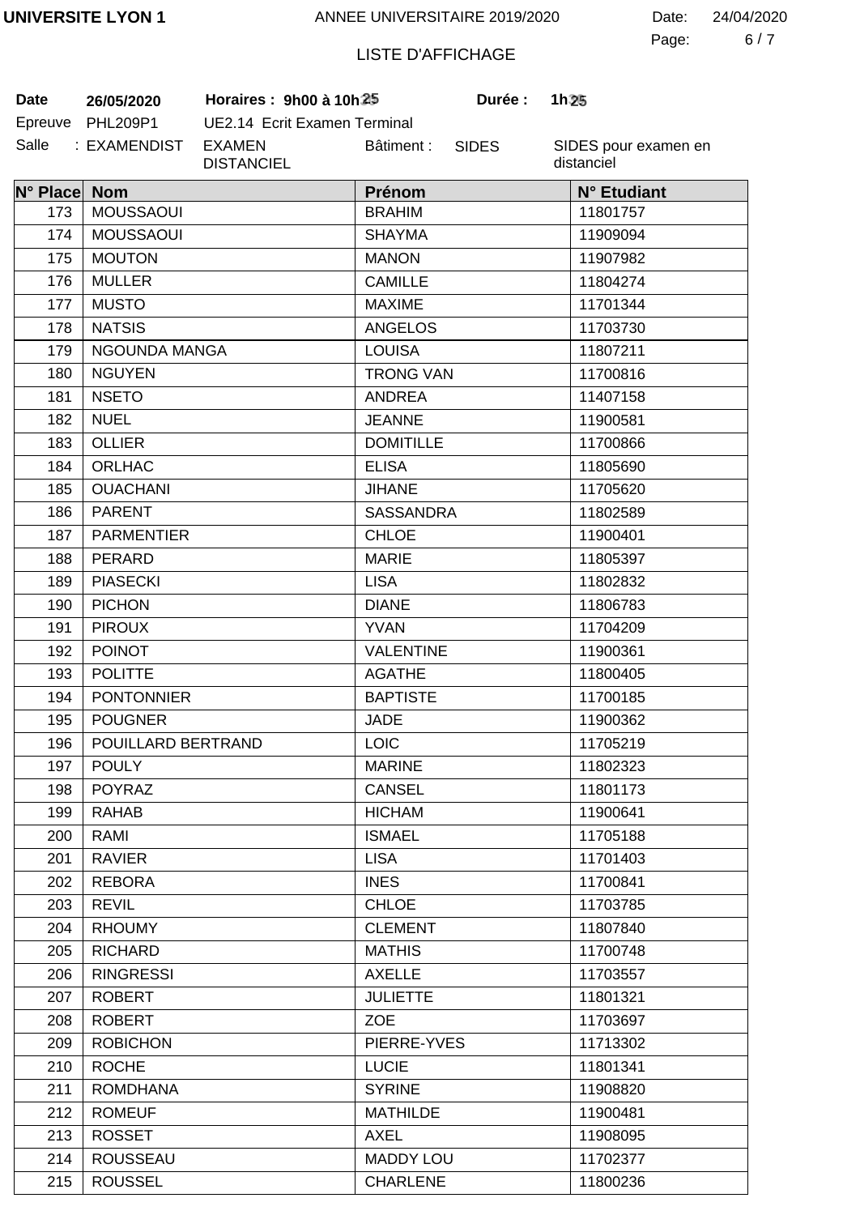**UNIVERSITE LYON 1** ANNEE UNIVERSITAIRE 2019/2020 Date: 24/04/2020

LISTE D'AFFICHAGE

**Date** 26/05/2020 **Horaires : 9h00 à 10h25** **Durée : 1h25**

Epreuve PHL209P1 UE2.14 Ecrit Examen Terminal

Salle : EXAMENDIST EXAMEN DISTANCIEL Bâtiment : SIDES SIDES pour examen en distanciel

| N° Place | Nom | Prénom | N° Etudiant |
|---|---|---|---|
| 173 | MOUSSAOUI | BRAHIM | 11801757 |
| 174 | MOUSSAOUI | SHAYMA | 11909094 |
| 175 | MOUTON | MANON | 11907982 |
| 176 | MULLER | CAMILLE | 11804274 |
| 177 | MUSTO | MAXIME | 11701344 |
| 178 | NATSIS | ANGELOS | 11703730 |
| 179 | NGOUNDA MANGA | LOUISA | 11807211 |
| 180 | NGUYEN | TRONG VAN | 11700816 |
| 181 | NSETO | ANDREA | 11407158 |
| 182 | NUEL | JEANNE | 11900581 |
| 183 | OLLIER | DOMITILLE | 11700866 |
| 184 | ORLHAC | ELISA | 11805690 |
| 185 | OUACHANI | JIHANE | 11705620 |
| 186 | PARENT | SASSANDRA | 11802589 |
| 187 | PARMENTIER | CHLOE | 11900401 |
| 188 | PERARD | MARIE | 11805397 |
| 189 | PIASECKI | LISA | 11802832 |
| 190 | PICHON | DIANE | 11806783 |
| 191 | PIROUX | YVAN | 11704209 |
| 192 | POINOT | VALENTINE | 11900361 |
| 193 | POLITTE | AGATHE | 11800405 |
| 194 | PONTONNIER | BAPTISTE | 11700185 |
| 195 | POUGNER | JADE | 11900362 |
| 196 | POUILLARD BERTRAND | LOIC | 11705219 |
| 197 | POULY | MARINE | 11802323 |
| 198 | POYRAZ | CANSEL | 11801173 |
| 199 | RAHAB | HICHAM | 11900641 |
| 200 | RAMI | ISMAEL | 11705188 |
| 201 | RAVIER | LISA | 11701403 |
| 202 | REBORA | INES | 11700841 |
| 203 | REVIL | CHLOE | 11703785 |
| 204 | RHOUMY | CLEMENT | 11807840 |
| 205 | RICHARD | MATHIS | 11700748 |
| 206 | RINGRESSI | AXELLE | 11703557 |
| 207 | ROBERT | JULIETTE | 11801321 |
| 208 | ROBERT | ZOE | 11703697 |
| 209 | ROBICHON | PIERRE-YVES | 11713302 |
| 210 | ROCHE | LUCIE | 11801341 |
| 211 | ROMDHANA | SYRINE | 11908820 |
| 212 | ROMEUF | MATHILDE | 11900481 |
| 213 | ROSSET | AXEL | 11908095 |
| 214 | ROUSSEAU | MADDY LOU | 11702377 |
| 215 | ROUSSEL | CHARLENE | 11800236 |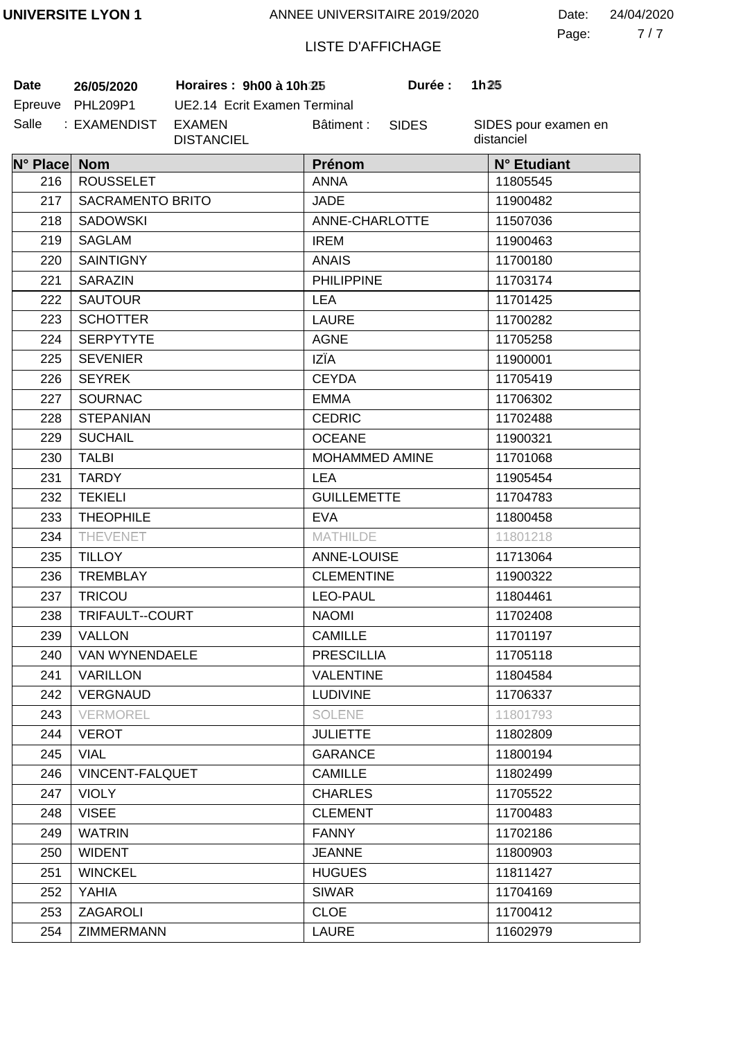**UNIVERSITE LYON 1** ANNEE UNIVERSITAIRE 2019/2020 Date: 24/04/2020

LISTE D'AFFICHAGE

**Date** **26/05/2020** **Horaires : 9h00 à 10h25** **Durée : 1h25**

Epreuve PHL209P1 UE2.14 Ecrit Examen Terminal

Salle : EXAMENDIST EXAMEN DISTANCIEL Bâtiment : SIDES SIDES pour examen en distanciel

| N° Place | Nom | Prénom | N° Etudiant |
|---|---|---|---|
| 216 | ROUSSELET | ANNA | 11805545 |
| 217 | SACRAMENTO BRITO | JADE | 11900482 |
| 218 | SADOWSKI | ANNE-CHARLOTTE | 11507036 |
| 219 | SAGLAM | IREM | 11900463 |
| 220 | SAINTIGNY | ANAIS | 11700180 |
| 221 | SARAZIN | PHILIPPINE | 11703174 |
| 222 | SAUTOUR | LEA | 11701425 |
| 223 | SCHOTTER | LAURE | 11700282 |
| 224 | SERPYTYTE | AGNE | 11705258 |
| 225 | SEVENIER | IZÏA | 11900001 |
| 226 | SEYREK | CEYDA | 11705419 |
| 227 | SOURNAC | EMMA | 11706302 |
| 228 | STEPANIAN | CEDRIC | 11702488 |
| 229 | SUCHAIL | OCEANE | 11900321 |
| 230 | TALBI | MOHAMMED AMINE | 11701068 |
| 231 | TARDY | LEA | 11905454 |
| 232 | TEKIELI | GUILLEMETTE | 11704783 |
| 233 | THEOPHILE | EVA | 11800458 |
| 234 | THEVENET | MATHILDE | 11801218 |
| 235 | TILLOY | ANNE-LOUISE | 11713064 |
| 236 | TREMBLAY | CLEMENTINE | 11900322 |
| 237 | TRICOU | LEO-PAUL | 11804461 |
| 238 | TRIFAULT--COURT | NAOMI | 11702408 |
| 239 | VALLON | CAMILLE | 11701197 |
| 240 | VAN WYNENDAELE | PRESCILLIA | 11705118 |
| 241 | VARILLON | VALENTINE | 11804584 |
| 242 | VERGNAUD | LUDIVINE | 11706337 |
| 243 | VERMOREL | SOLENE | 11801793 |
| 244 | VEROT | JULIETTE | 11802809 |
| 245 | VIAL | GARANCE | 11800194 |
| 246 | VINCENT-FALQUET | CAMILLE | 11802499 |
| 247 | VIOLY | CHARLES | 11705522 |
| 248 | VISEE | CLEMENT | 11700483 |
| 249 | WATRIN | FANNY | 11702186 |
| 250 | WIDENT | JEANNE | 11800903 |
| 251 | WINCKEL | HUGUES | 11811427 |
| 252 | YAHIA | SIWAR | 11704169 |
| 253 | ZAGAROLI | CLOE | 11700412 |
| 254 | ZIMMERMANN | LAURE | 11602979 |